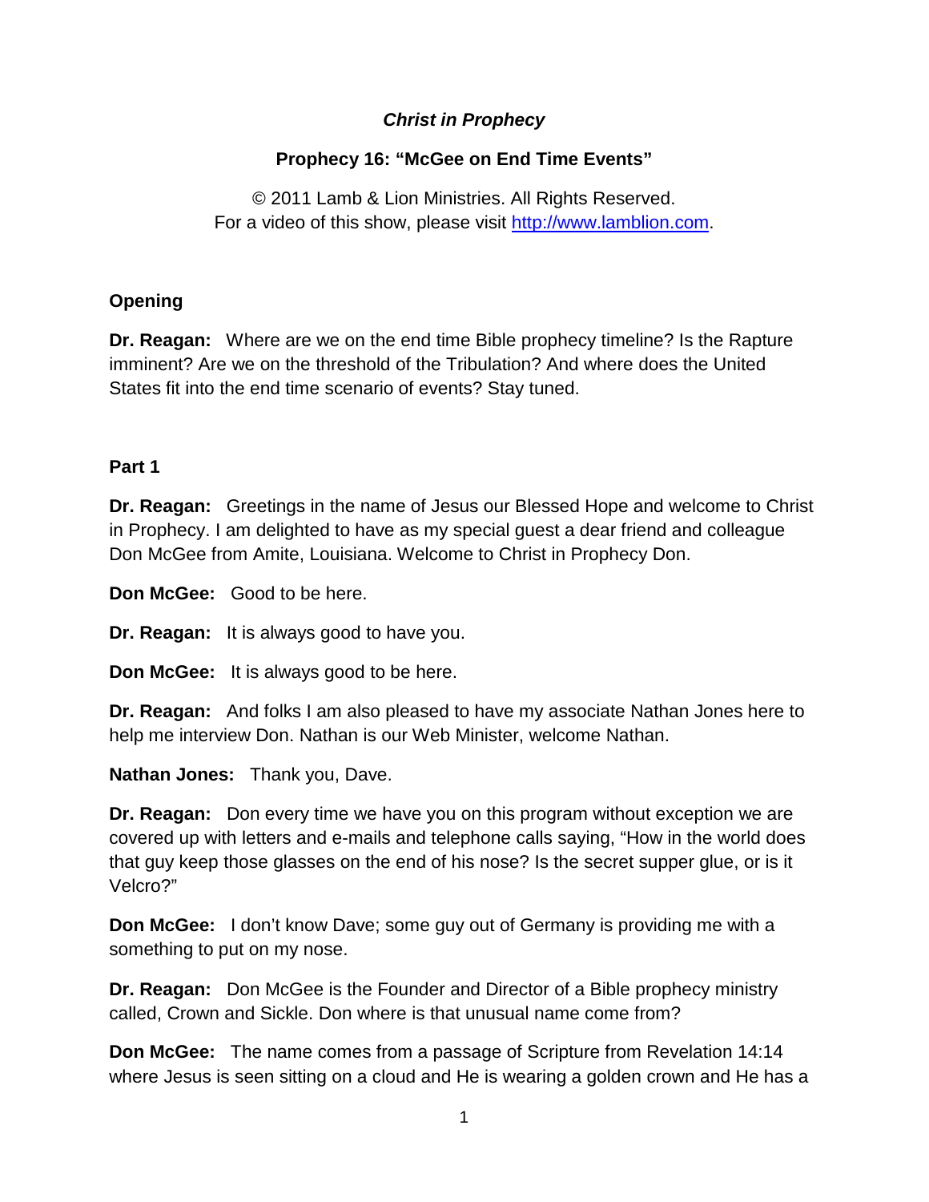***Christ in Prophecy***

**Prophecy 16: "McGee on End Time Events"**

© 2011 Lamb & Lion Ministries. All Rights Reserved.
For a video of this show, please visit http://www.lamblion.com.

**Opening**

**Dr. Reagan:** Where are we on the end time Bible prophecy timeline? Is the Rapture imminent? Are we on the threshold of the Tribulation? And where does the United States fit into the end time scenario of events? Stay tuned.

**Part 1**

**Dr. Reagan:** Greetings in the name of Jesus our Blessed Hope and welcome to Christ in Prophecy. I am delighted to have as my special guest a dear friend and colleague Don McGee from Amite, Louisiana. Welcome to Christ in Prophecy Don.

**Don McGee:** Good to be here.

**Dr. Reagan:** It is always good to have you.

**Don McGee:** It is always good to be here.

**Dr. Reagan:** And folks I am also pleased to have my associate Nathan Jones here to help me interview Don. Nathan is our Web Minister, welcome Nathan.

**Nathan Jones:** Thank you, Dave.

**Dr. Reagan:** Don every time we have you on this program without exception we are covered up with letters and e-mails and telephone calls saying, "How in the world does that guy keep those glasses on the end of his nose? Is the secret supper glue, or is it Velcro?"

**Don McGee:** I don't know Dave; some guy out of Germany is providing me with a something to put on my nose.

**Dr. Reagan:** Don McGee is the Founder and Director of a Bible prophecy ministry called, Crown and Sickle. Don where is that unusual name come from?

**Don McGee:** The name comes from a passage of Scripture from Revelation 14:14 where Jesus is seen sitting on a cloud and He is wearing a golden crown and He has a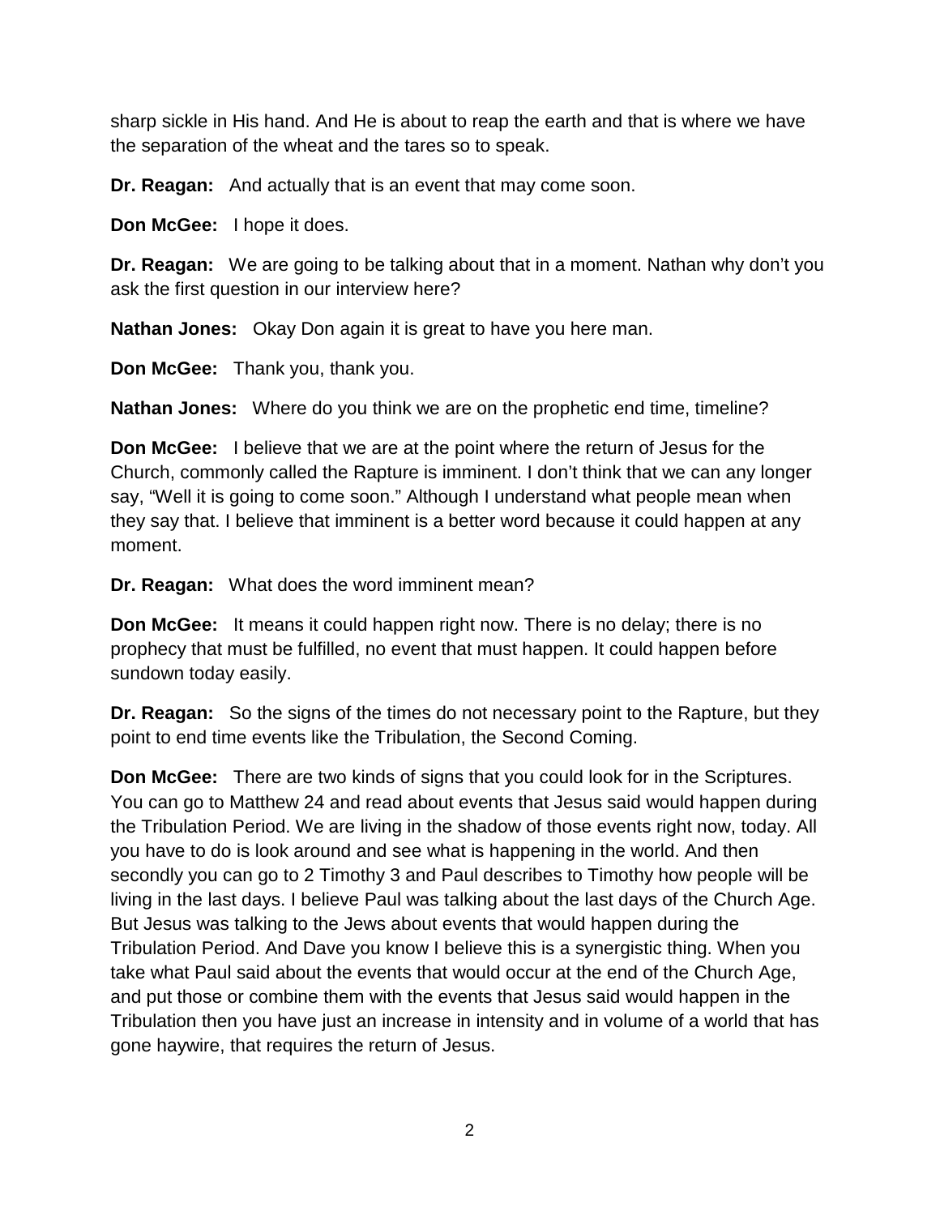sharp sickle in His hand. And He is about to reap the earth and that is where we have the separation of the wheat and the tares so to speak.

**Dr. Reagan:** And actually that is an event that may come soon.

**Don McGee:** I hope it does.

**Dr. Reagan:** We are going to be talking about that in a moment. Nathan why don't you ask the first question in our interview here?

**Nathan Jones:** Okay Don again it is great to have you here man.

**Don McGee:** Thank you, thank you.

**Nathan Jones:** Where do you think we are on the prophetic end time, timeline?

**Don McGee:** I believe that we are at the point where the return of Jesus for the Church, commonly called the Rapture is imminent. I don't think that we can any longer say, "Well it is going to come soon." Although I understand what people mean when they say that. I believe that imminent is a better word because it could happen at any moment.

**Dr. Reagan:** What does the word imminent mean?

**Don McGee:** It means it could happen right now. There is no delay; there is no prophecy that must be fulfilled, no event that must happen. It could happen before sundown today easily.

**Dr. Reagan:** So the signs of the times do not necessary point to the Rapture, but they point to end time events like the Tribulation, the Second Coming.

**Don McGee:** There are two kinds of signs that you could look for in the Scriptures. You can go to Matthew 24 and read about events that Jesus said would happen during the Tribulation Period. We are living in the shadow of those events right now, today. All you have to do is look around and see what is happening in the world. And then secondly you can go to 2 Timothy 3 and Paul describes to Timothy how people will be living in the last days. I believe Paul was talking about the last days of the Church Age. But Jesus was talking to the Jews about events that would happen during the Tribulation Period. And Dave you know I believe this is a synergistic thing. When you take what Paul said about the events that would occur at the end of the Church Age, and put those or combine them with the events that Jesus said would happen in the Tribulation then you have just an increase in intensity and in volume of a world that has gone haywire, that requires the return of Jesus.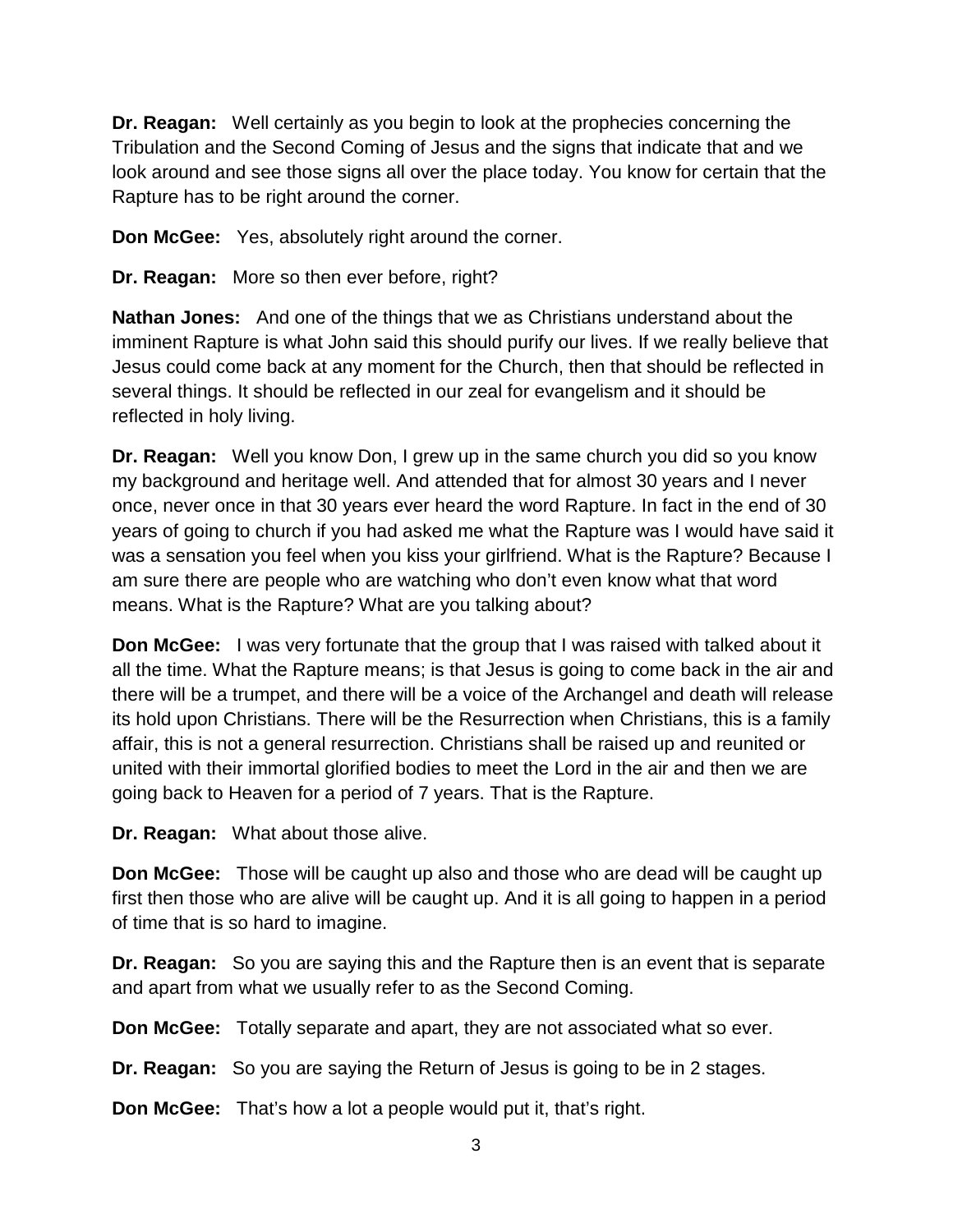**Dr. Reagan:** Well certainly as you begin to look at the prophecies concerning the Tribulation and the Second Coming of Jesus and the signs that indicate that and we look around and see those signs all over the place today. You know for certain that the Rapture has to be right around the corner.

**Don McGee:** Yes, absolutely right around the corner.

**Dr. Reagan:** More so then ever before, right?

**Nathan Jones:** And one of the things that we as Christians understand about the imminent Rapture is what John said this should purify our lives. If we really believe that Jesus could come back at any moment for the Church, then that should be reflected in several things. It should be reflected in our zeal for evangelism and it should be reflected in holy living.

**Dr. Reagan:** Well you know Don, I grew up in the same church you did so you know my background and heritage well. And attended that for almost 30 years and I never once, never once in that 30 years ever heard the word Rapture. In fact in the end of 30 years of going to church if you had asked me what the Rapture was I would have said it was a sensation you feel when you kiss your girlfriend. What is the Rapture? Because I am sure there are people who are watching who don't even know what that word means. What is the Rapture? What are you talking about?

**Don McGee:** I was very fortunate that the group that I was raised with talked about it all the time. What the Rapture means; is that Jesus is going to come back in the air and there will be a trumpet, and there will be a voice of the Archangel and death will release its hold upon Christians. There will be the Resurrection when Christians, this is a family affair, this is not a general resurrection. Christians shall be raised up and reunited or united with their immortal glorified bodies to meet the Lord in the air and then we are going back to Heaven for a period of 7 years. That is the Rapture.

**Dr. Reagan:** What about those alive.

**Don McGee:** Those will be caught up also and those who are dead will be caught up first then those who are alive will be caught up. And it is all going to happen in a period of time that is so hard to imagine.

**Dr. Reagan:** So you are saying this and the Rapture then is an event that is separate and apart from what we usually refer to as the Second Coming.

**Don McGee:** Totally separate and apart, they are not associated what so ever.

**Dr. Reagan:** So you are saying the Return of Jesus is going to be in 2 stages.

**Don McGee:** That's how a lot a people would put it, that's right.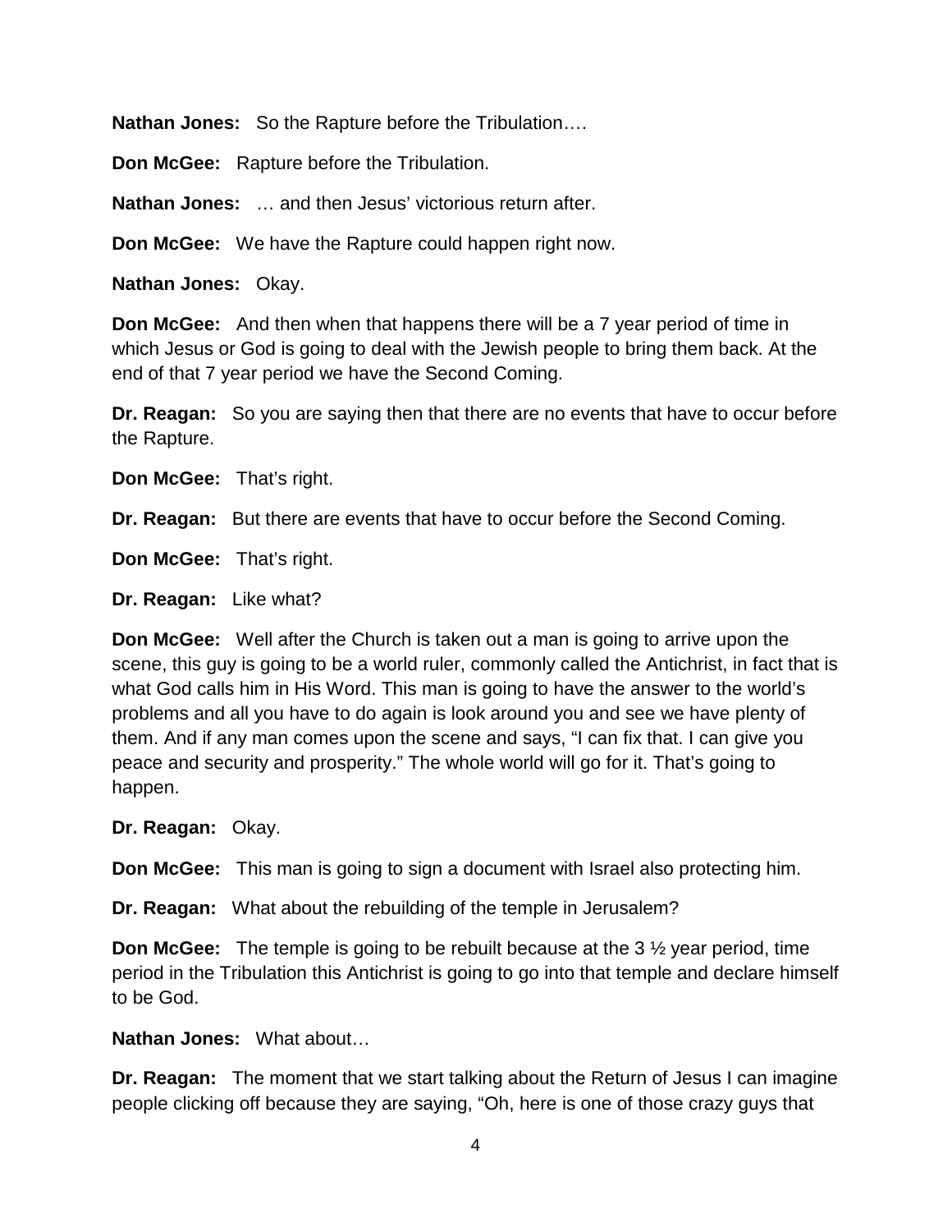**Nathan Jones:** So the Rapture before the Tribulation….

**Don McGee:** Rapture before the Tribulation.

**Nathan Jones:** … and then Jesus' victorious return after.

**Don McGee:** We have the Rapture could happen right now.

**Nathan Jones:** Okay.

**Don McGee:** And then when that happens there will be a 7 year period of time in which Jesus or God is going to deal with the Jewish people to bring them back. At the end of that 7 year period we have the Second Coming.

**Dr. Reagan:** So you are saying then that there are no events that have to occur before the Rapture.

**Don McGee:** That's right.

**Dr. Reagan:** But there are events that have to occur before the Second Coming.

**Don McGee:** That's right.

**Dr. Reagan:** Like what?

**Don McGee:** Well after the Church is taken out a man is going to arrive upon the scene, this guy is going to be a world ruler, commonly called the Antichrist, in fact that is what God calls him in His Word. This man is going to have the answer to the world's problems and all you have to do again is look around you and see we have plenty of them. And if any man comes upon the scene and says, "I can fix that. I can give you peace and security and prosperity." The whole world will go for it. That's going to happen.

**Dr. Reagan:** Okay.

**Don McGee:** This man is going to sign a document with Israel also protecting him.

**Dr. Reagan:** What about the rebuilding of the temple in Jerusalem?

**Don McGee:** The temple is going to be rebuilt because at the 3 ½ year period, time period in the Tribulation this Antichrist is going to go into that temple and declare himself to be God.

**Nathan Jones:** What about…

**Dr. Reagan:** The moment that we start talking about the Return of Jesus I can imagine people clicking off because they are saying, "Oh, here is one of those crazy guys that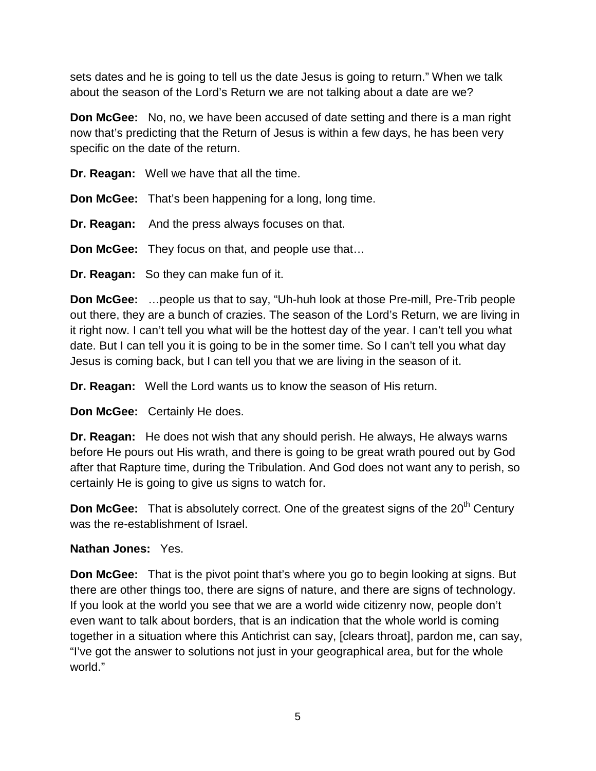sets dates and he is going to tell us the date Jesus is going to return." When we talk about the season of the Lord's Return we are not talking about a date are we?

**Don McGee:** No, no, we have been accused of date setting and there is a man right now that's predicting that the Return of Jesus is within a few days, he has been very specific on the date of the return.

**Dr. Reagan:** Well we have that all the time.

**Don McGee:** That's been happening for a long, long time.

**Dr. Reagan:** And the press always focuses on that.

**Don McGee:** They focus on that, and people use that…

**Dr. Reagan:** So they can make fun of it.

**Don McGee:** …people us that to say, "Uh-huh look at those Pre-mill, Pre-Trib people out there, they are a bunch of crazies. The season of the Lord's Return, we are living in it right now. I can't tell you what will be the hottest day of the year. I can't tell you what date. But I can tell you it is going to be in the somer time. So I can't tell you what day Jesus is coming back, but I can tell you that we are living in the season of it.

**Dr. Reagan:** Well the Lord wants us to know the season of His return.

**Don McGee:** Certainly He does.

**Dr. Reagan:** He does not wish that any should perish. He always, He always warns before He pours out His wrath, and there is going to be great wrath poured out by God after that Rapture time, during the Tribulation. And God does not want any to perish, so certainly He is going to give us signs to watch for.

**Don McGee:** That is absolutely correct. One of the greatest signs of the 20th Century was the re-establishment of Israel.

**Nathan Jones:** Yes.

**Don McGee:** That is the pivot point that's where you go to begin looking at signs. But there are other things too, there are signs of nature, and there are signs of technology. If you look at the world you see that we are a world wide citizenry now, people don't even want to talk about borders, that is an indication that the whole world is coming together in a situation where this Antichrist can say, [clears throat], pardon me, can say, "I've got the answer to solutions not just in your geographical area, but for the whole world."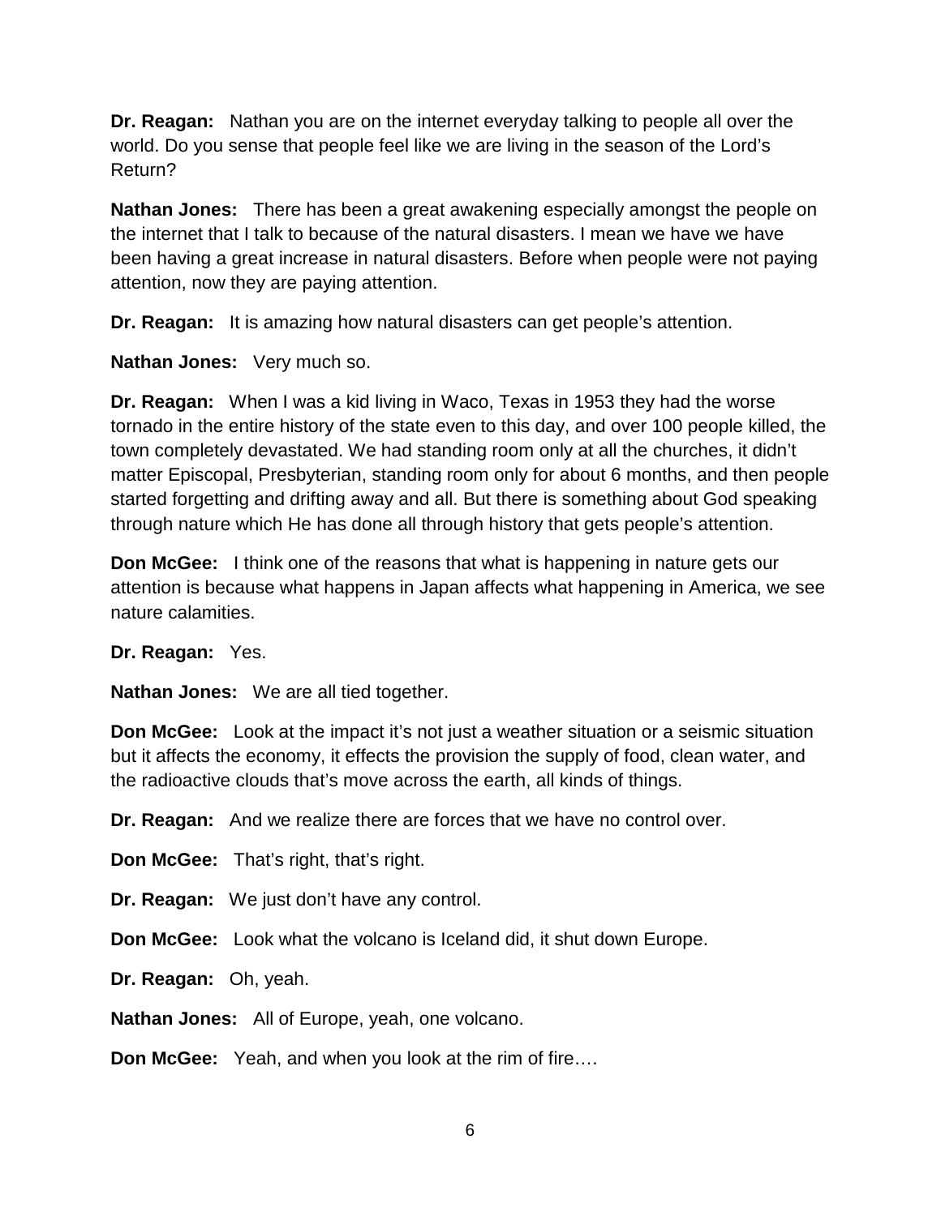**Dr. Reagan:** Nathan you are on the internet everyday talking to people all over the world. Do you sense that people feel like we are living in the season of the Lord's Return?

**Nathan Jones:** There has been a great awakening especially amongst the people on the internet that I talk to because of the natural disasters. I mean we have we have been having a great increase in natural disasters. Before when people were not paying attention, now they are paying attention.

**Dr. Reagan:** It is amazing how natural disasters can get people's attention.

**Nathan Jones:** Very much so.

**Dr. Reagan:** When I was a kid living in Waco, Texas in 1953 they had the worse tornado in the entire history of the state even to this day, and over 100 people killed, the town completely devastated. We had standing room only at all the churches, it didn't matter Episcopal, Presbyterian, standing room only for about 6 months, and then people started forgetting and drifting away and all. But there is something about God speaking through nature which He has done all through history that gets people's attention.

**Don McGee:** I think one of the reasons that what is happening in nature gets our attention is because what happens in Japan affects what happening in America, we see nature calamities.

**Dr. Reagan:** Yes.

**Nathan Jones:** We are all tied together.

**Don McGee:** Look at the impact it's not just a weather situation or a seismic situation but it affects the economy, it effects the provision the supply of food, clean water, and the radioactive clouds that's move across the earth, all kinds of things.

**Dr. Reagan:** And we realize there are forces that we have no control over.

**Don McGee:** That's right, that's right.

**Dr. Reagan:** We just don't have any control.

**Don McGee:** Look what the volcano is Iceland did, it shut down Europe.

**Dr. Reagan:** Oh, yeah.

**Nathan Jones:** All of Europe, yeah, one volcano.

**Don McGee:** Yeah, and when you look at the rim of fire….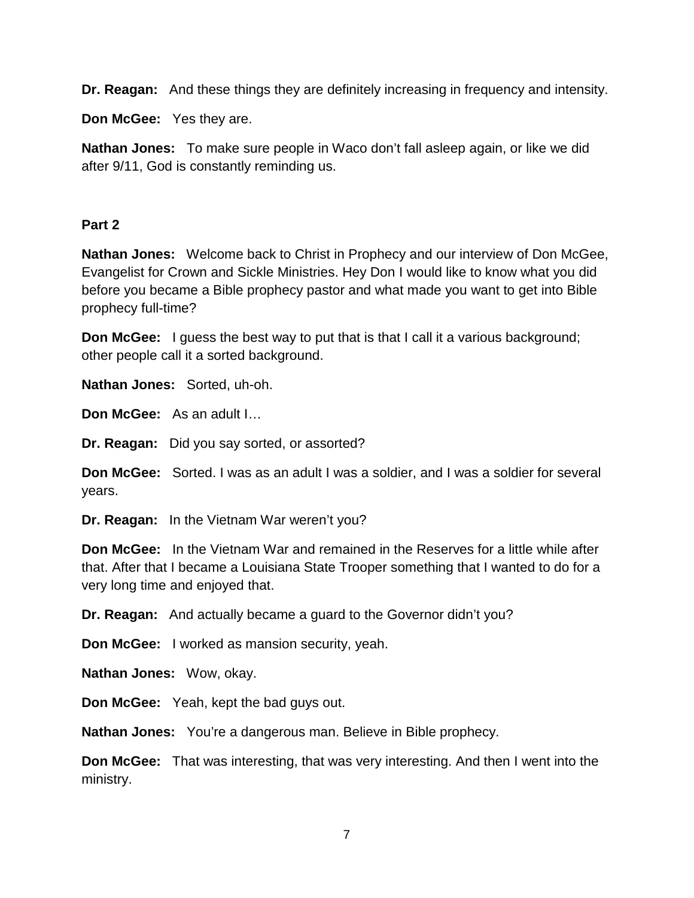**Dr. Reagan:** And these things they are definitely increasing in frequency and intensity.

**Don McGee:** Yes they are.

**Nathan Jones:** To make sure people in Waco don't fall asleep again, or like we did after 9/11, God is constantly reminding us.

**Part 2**

**Nathan Jones:** Welcome back to Christ in Prophecy and our interview of Don McGee, Evangelist for Crown and Sickle Ministries. Hey Don I would like to know what you did before you became a Bible prophecy pastor and what made you want to get into Bible prophecy full-time?

**Don McGee:** I guess the best way to put that is that I call it a various background; other people call it a sorted background.

**Nathan Jones:** Sorted, uh-oh.

**Don McGee:** As an adult I…

**Dr. Reagan:** Did you say sorted, or assorted?

**Don McGee:** Sorted. I was as an adult I was a soldier, and I was a soldier for several years.

**Dr. Reagan:** In the Vietnam War weren't you?

**Don McGee:** In the Vietnam War and remained in the Reserves for a little while after that. After that I became a Louisiana State Trooper something that I wanted to do for a very long time and enjoyed that.

**Dr. Reagan:** And actually became a guard to the Governor didn't you?

**Don McGee:** I worked as mansion security, yeah.

**Nathan Jones:** Wow, okay.

**Don McGee:** Yeah, kept the bad guys out.

**Nathan Jones:** You're a dangerous man. Believe in Bible prophecy.

**Don McGee:** That was interesting, that was very interesting. And then I went into the ministry.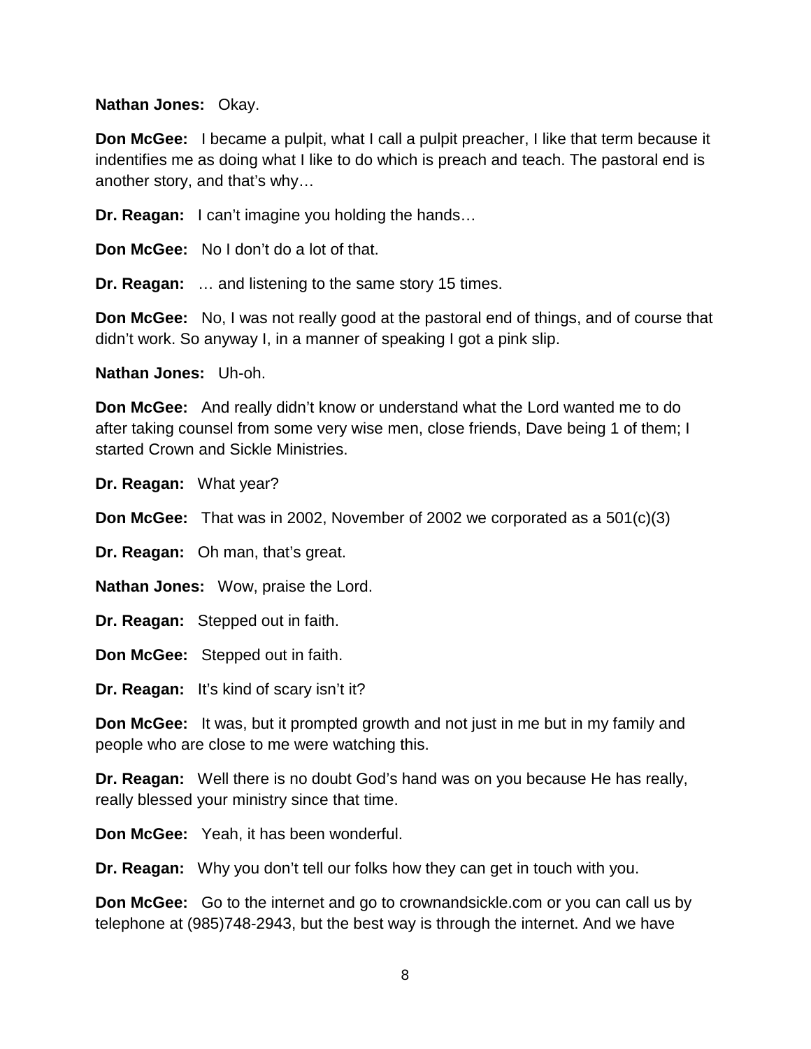**Nathan Jones:** Okay.

**Don McGee:** I became a pulpit, what I call a pulpit preacher, I like that term because it indentifies me as doing what I like to do which is preach and teach. The pastoral end is another story, and that's why…

**Dr. Reagan:** I can't imagine you holding the hands…

**Don McGee:** No I don't do a lot of that.

**Dr. Reagan:** … and listening to the same story 15 times.

**Don McGee:** No, I was not really good at the pastoral end of things, and of course that didn't work. So anyway I, in a manner of speaking I got a pink slip.

**Nathan Jones:** Uh-oh.

**Don McGee:** And really didn't know or understand what the Lord wanted me to do after taking counsel from some very wise men, close friends, Dave being 1 of them; I started Crown and Sickle Ministries.

**Dr. Reagan:** What year?

**Don McGee:** That was in 2002, November of 2002 we corporated as a 501(c)(3)

**Dr. Reagan:** Oh man, that's great.

**Nathan Jones:** Wow, praise the Lord.

**Dr. Reagan:** Stepped out in faith.

**Don McGee:** Stepped out in faith.

**Dr. Reagan:** It's kind of scary isn't it?

**Don McGee:** It was, but it prompted growth and not just in me but in my family and people who are close to me were watching this.

**Dr. Reagan:** Well there is no doubt God's hand was on you because He has really, really blessed your ministry since that time.

**Don McGee:** Yeah, it has been wonderful.

**Dr. Reagan:** Why you don't tell our folks how they can get in touch with you.

**Don McGee:** Go to the internet and go to crownandsickle.com or you can call us by telephone at (985)748-2943, but the best way is through the internet. And we have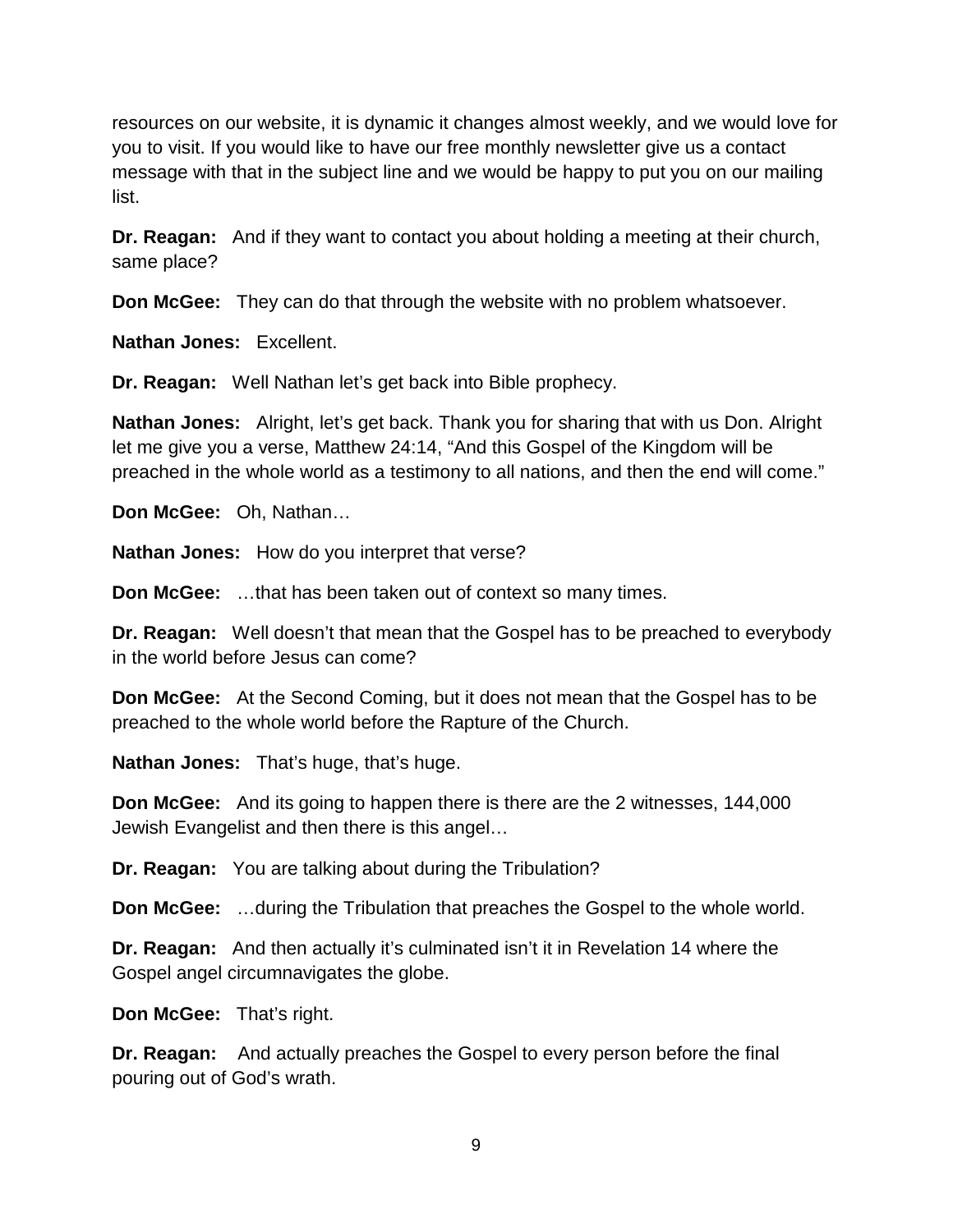resources on our website, it is dynamic it changes almost weekly, and we would love for you to visit. If you would like to have our free monthly newsletter give us a contact message with that in the subject line and we would be happy to put you on our mailing list.

**Dr. Reagan:** And if they want to contact you about holding a meeting at their church, same place?

**Don McGee:** They can do that through the website with no problem whatsoever.

**Nathan Jones:** Excellent.

**Dr. Reagan:** Well Nathan let's get back into Bible prophecy.

**Nathan Jones:** Alright, let's get back. Thank you for sharing that with us Don. Alright let me give you a verse, Matthew 24:14, "And this Gospel of the Kingdom will be preached in the whole world as a testimony to all nations, and then the end will come."

**Don McGee:** Oh, Nathan…

**Nathan Jones:** How do you interpret that verse?

**Don McGee:** …that has been taken out of context so many times.

**Dr. Reagan:** Well doesn't that mean that the Gospel has to be preached to everybody in the world before Jesus can come?

**Don McGee:** At the Second Coming, but it does not mean that the Gospel has to be preached to the whole world before the Rapture of the Church.

**Nathan Jones:** That's huge, that's huge.

**Don McGee:** And its going to happen there is there are the 2 witnesses, 144,000 Jewish Evangelist and then there is this angel…

**Dr. Reagan:** You are talking about during the Tribulation?

**Don McGee:** …during the Tribulation that preaches the Gospel to the whole world.

**Dr. Reagan:** And then actually it's culminated isn't it in Revelation 14 where the Gospel angel circumnavigates the globe.

**Don McGee:** That's right.

**Dr. Reagan:** And actually preaches the Gospel to every person before the final pouring out of God's wrath.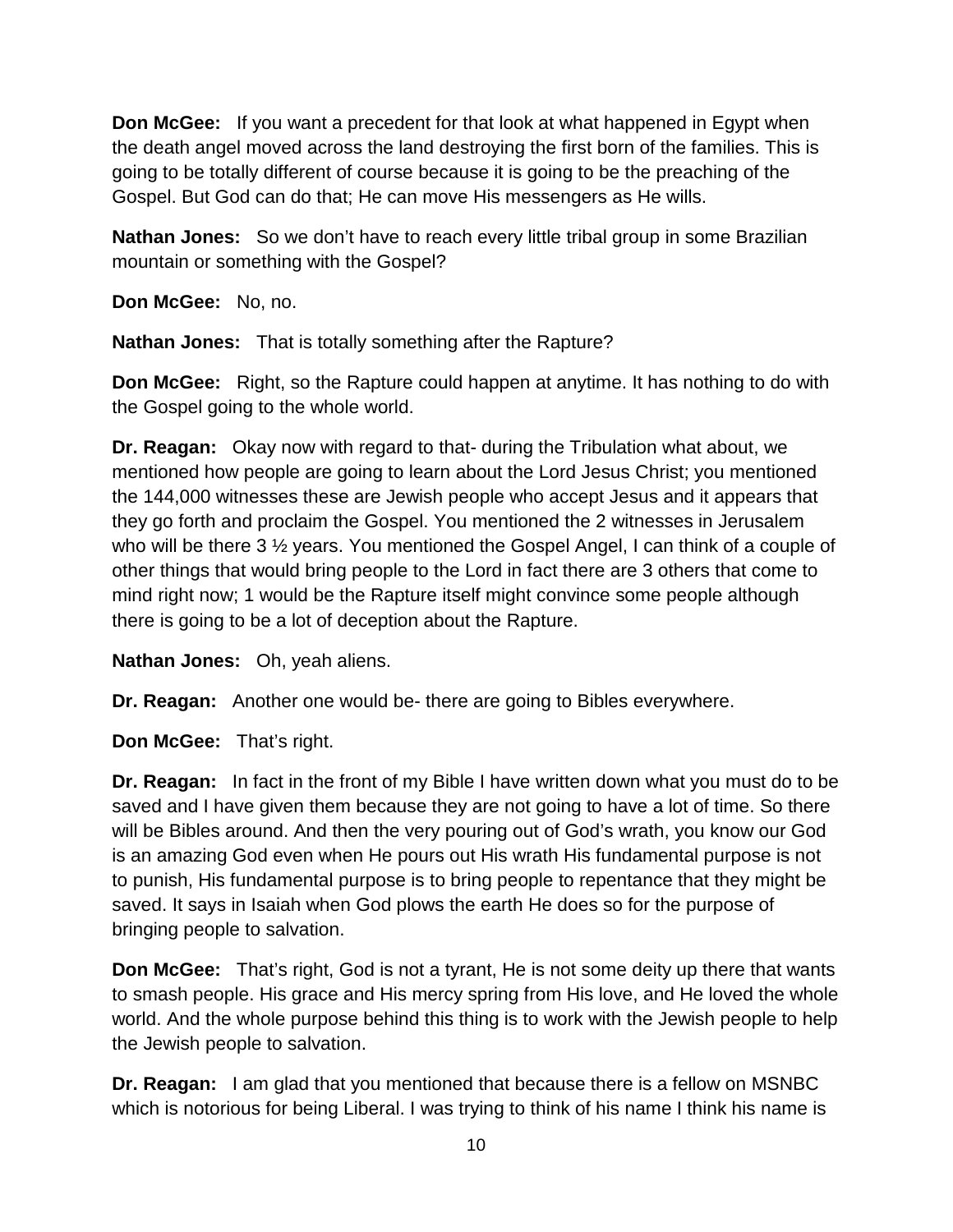**Don McGee:** If you want a precedent for that look at what happened in Egypt when the death angel moved across the land destroying the first born of the families. This is going to be totally different of course because it is going to be the preaching of the Gospel. But God can do that; He can move His messengers as He wills.

**Nathan Jones:** So we don't have to reach every little tribal group in some Brazilian mountain or something with the Gospel?

**Don McGee:** No, no.

**Nathan Jones:** That is totally something after the Rapture?

**Don McGee:** Right, so the Rapture could happen at anytime. It has nothing to do with the Gospel going to the whole world.

**Dr. Reagan:** Okay now with regard to that- during the Tribulation what about, we mentioned how people are going to learn about the Lord Jesus Christ; you mentioned the 144,000 witnesses these are Jewish people who accept Jesus and it appears that they go forth and proclaim the Gospel. You mentioned the 2 witnesses in Jerusalem who will be there 3 ½ years. You mentioned the Gospel Angel, I can think of a couple of other things that would bring people to the Lord in fact there are 3 others that come to mind right now; 1 would be the Rapture itself might convince some people although there is going to be a lot of deception about the Rapture.

**Nathan Jones:** Oh, yeah aliens.

**Dr. Reagan:** Another one would be- there are going to Bibles everywhere.

**Don McGee:** That's right.

**Dr. Reagan:** In fact in the front of my Bible I have written down what you must do to be saved and I have given them because they are not going to have a lot of time. So there will be Bibles around. And then the very pouring out of God's wrath, you know our God is an amazing God even when He pours out His wrath His fundamental purpose is not to punish, His fundamental purpose is to bring people to repentance that they might be saved. It says in Isaiah when God plows the earth He does so for the purpose of bringing people to salvation.

**Don McGee:** That's right, God is not a tyrant, He is not some deity up there that wants to smash people. His grace and His mercy spring from His love, and He loved the whole world. And the whole purpose behind this thing is to work with the Jewish people to help the Jewish people to salvation.

**Dr. Reagan:** I am glad that you mentioned that because there is a fellow on MSNBC which is notorious for being Liberal. I was trying to think of his name I think his name is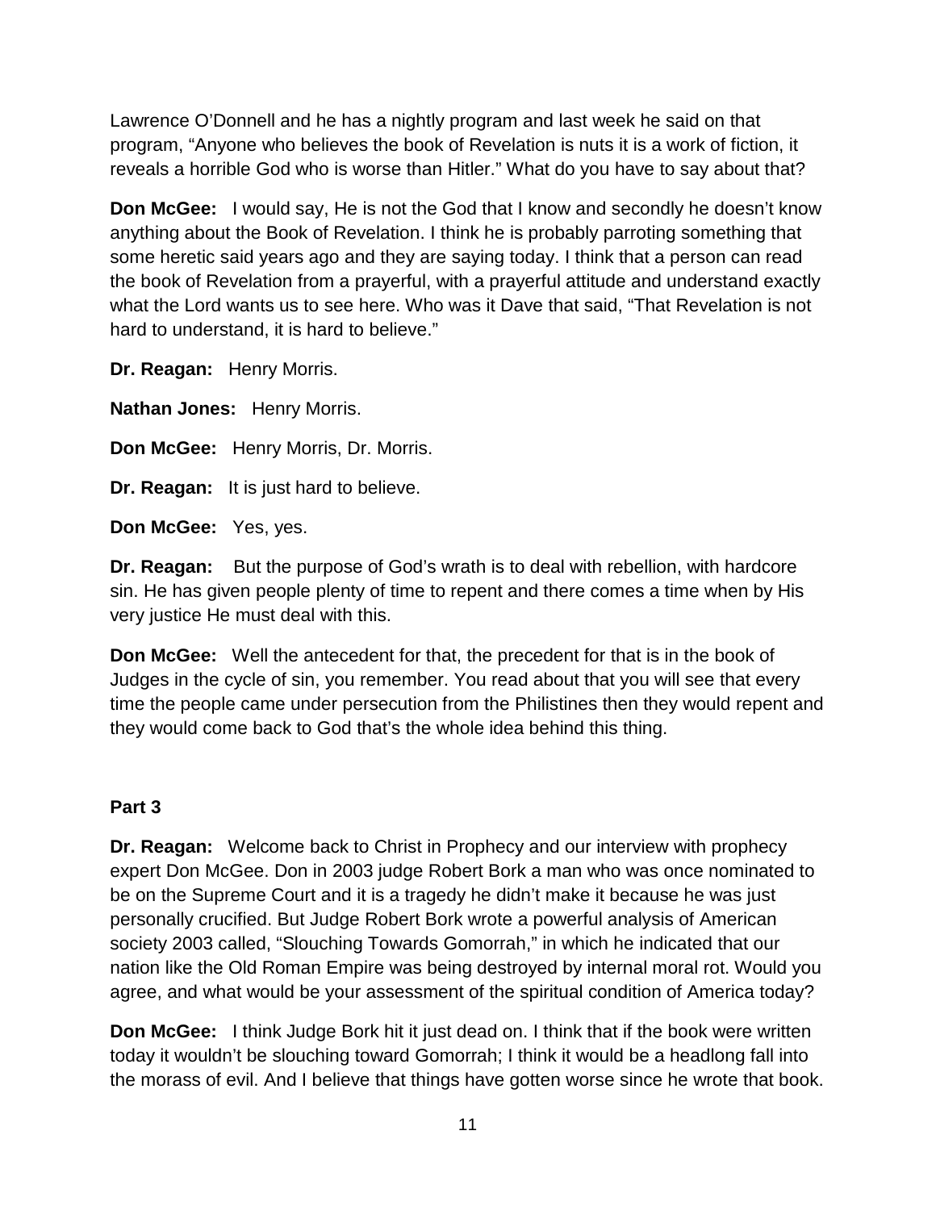Lawrence O'Donnell and he has a nightly program and last week he said on that program, "Anyone who believes the book of Revelation is nuts it is a work of fiction, it reveals a horrible God who is worse than Hitler." What do you have to say about that?

**Don McGee:** I would say, He is not the God that I know and secondly he doesn't know anything about the Book of Revelation. I think he is probably parroting something that some heretic said years ago and they are saying today. I think that a person can read the book of Revelation from a prayerful, with a prayerful attitude and understand exactly what the Lord wants us to see here. Who was it Dave that said, "That Revelation is not hard to understand, it is hard to believe."

**Dr. Reagan:** Henry Morris.

**Nathan Jones:** Henry Morris.

**Don McGee:** Henry Morris, Dr. Morris.

**Dr. Reagan:** It is just hard to believe.

**Don McGee:** Yes, yes.

**Dr. Reagan:** But the purpose of God's wrath is to deal with rebellion, with hardcore sin. He has given people plenty of time to repent and there comes a time when by His very justice He must deal with this.

**Don McGee:** Well the antecedent for that, the precedent for that is in the book of Judges in the cycle of sin, you remember. You read about that you will see that every time the people came under persecution from the Philistines then they would repent and they would come back to God that's the whole idea behind this thing.

**Part 3**

**Dr. Reagan:** Welcome back to Christ in Prophecy and our interview with prophecy expert Don McGee. Don in 2003 judge Robert Bork a man who was once nominated to be on the Supreme Court and it is a tragedy he didn't make it because he was just personally crucified. But Judge Robert Bork wrote a powerful analysis of American society 2003 called, "Slouching Towards Gomorrah," in which he indicated that our nation like the Old Roman Empire was being destroyed by internal moral rot. Would you agree, and what would be your assessment of the spiritual condition of America today?

**Don McGee:** I think Judge Bork hit it just dead on. I think that if the book were written today it wouldn't be slouching toward Gomorrah; I think it would be a headlong fall into the morass of evil. And I believe that things have gotten worse since he wrote that book.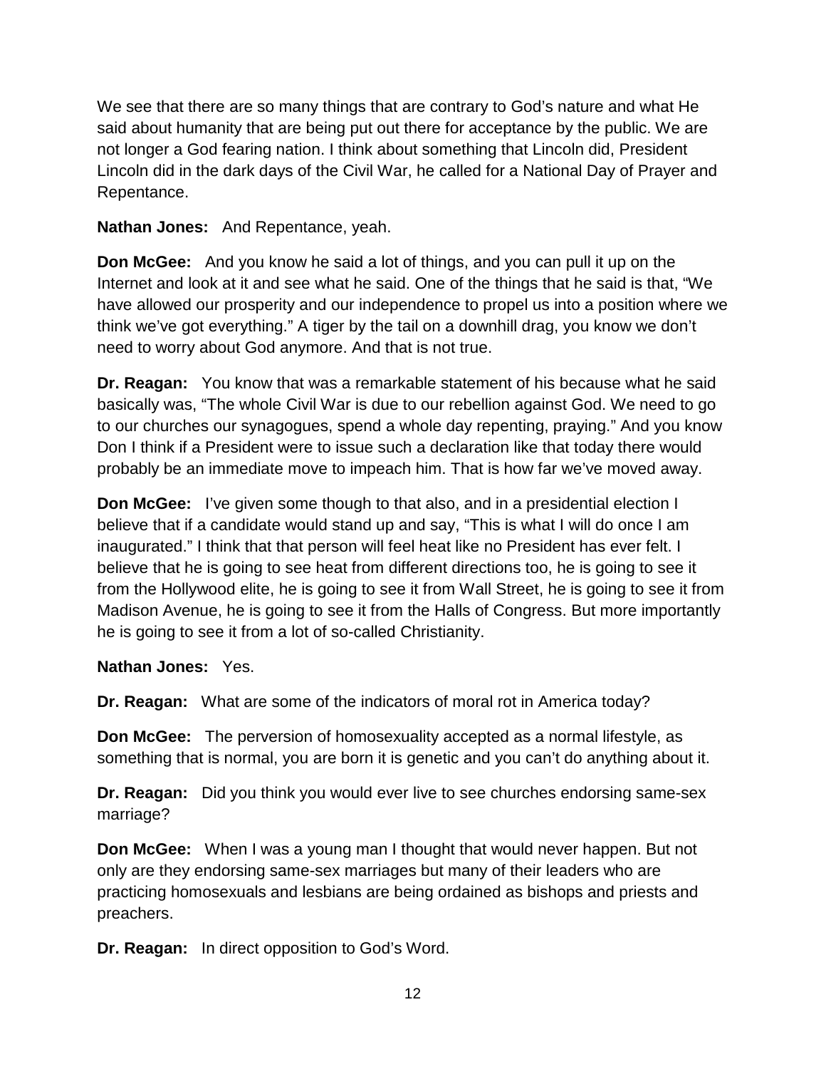We see that there are so many things that are contrary to God's nature and what He said about humanity that are being put out there for acceptance by the public. We are not longer a God fearing nation. I think about something that Lincoln did, President Lincoln did in the dark days of the Civil War, he called for a National Day of Prayer and Repentance.

**Nathan Jones:** And Repentance, yeah.

**Don McGee:** And you know he said a lot of things, and you can pull it up on the Internet and look at it and see what he said. One of the things that he said is that, "We have allowed our prosperity and our independence to propel us into a position where we think we've got everything." A tiger by the tail on a downhill drag, you know we don't need to worry about God anymore. And that is not true.

**Dr. Reagan:** You know that was a remarkable statement of his because what he said basically was, "The whole Civil War is due to our rebellion against God. We need to go to our churches our synagogues, spend a whole day repenting, praying." And you know Don I think if a President were to issue such a declaration like that today there would probably be an immediate move to impeach him. That is how far we've moved away.

**Don McGee:** I've given some though to that also, and in a presidential election I believe that if a candidate would stand up and say, "This is what I will do once I am inaugurated." I think that that person will feel heat like no President has ever felt. I believe that he is going to see heat from different directions too, he is going to see it from the Hollywood elite, he is going to see it from Wall Street, he is going to see it from Madison Avenue, he is going to see it from the Halls of Congress. But more importantly he is going to see it from a lot of so-called Christianity.

**Nathan Jones:** Yes.

**Dr. Reagan:** What are some of the indicators of moral rot in America today?

**Don McGee:** The perversion of homosexuality accepted as a normal lifestyle, as something that is normal, you are born it is genetic and you can't do anything about it.

**Dr. Reagan:** Did you think you would ever live to see churches endorsing same-sex marriage?

**Don McGee:** When I was a young man I thought that would never happen. But not only are they endorsing same-sex marriages but many of their leaders who are practicing homosexuals and lesbians are being ordained as bishops and priests and preachers.

**Dr. Reagan:** In direct opposition to God's Word.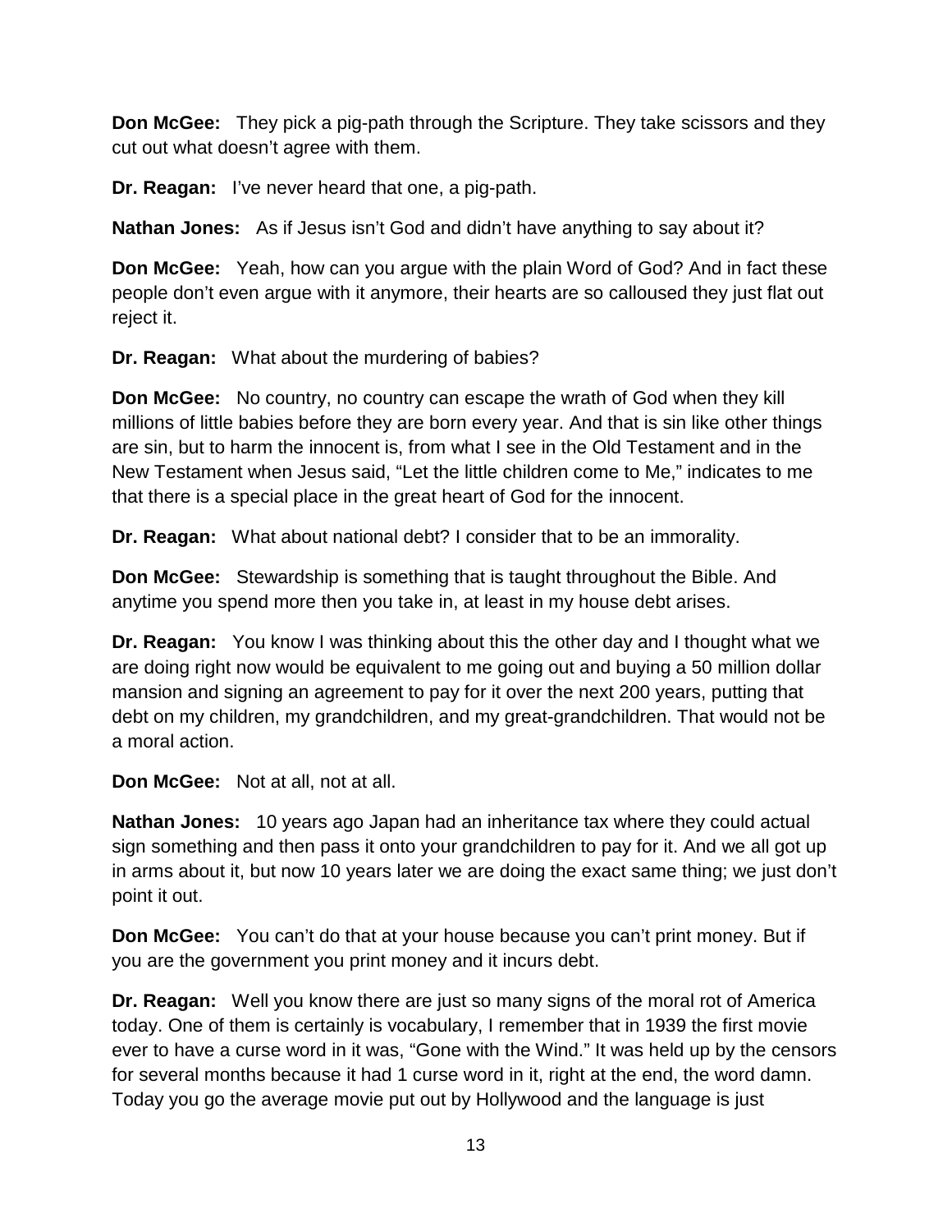**Don McGee:** They pick a pig-path through the Scripture. They take scissors and they cut out what doesn't agree with them.

**Dr. Reagan:** I've never heard that one, a pig-path.

**Nathan Jones:** As if Jesus isn't God and didn't have anything to say about it?

**Don McGee:** Yeah, how can you argue with the plain Word of God? And in fact these people don't even argue with it anymore, their hearts are so calloused they just flat out reject it.

**Dr. Reagan:** What about the murdering of babies?

**Don McGee:** No country, no country can escape the wrath of God when they kill millions of little babies before they are born every year. And that is sin like other things are sin, but to harm the innocent is, from what I see in the Old Testament and in the New Testament when Jesus said, "Let the little children come to Me," indicates to me that there is a special place in the great heart of God for the innocent.

**Dr. Reagan:** What about national debt? I consider that to be an immorality.

**Don McGee:** Stewardship is something that is taught throughout the Bible. And anytime you spend more then you take in, at least in my house debt arises.

**Dr. Reagan:** You know I was thinking about this the other day and I thought what we are doing right now would be equivalent to me going out and buying a 50 million dollar mansion and signing an agreement to pay for it over the next 200 years, putting that debt on my children, my grandchildren, and my great-grandchildren. That would not be a moral action.

**Don McGee:** Not at all, not at all.

**Nathan Jones:** 10 years ago Japan had an inheritance tax where they could actual sign something and then pass it onto your grandchildren to pay for it. And we all got up in arms about it, but now 10 years later we are doing the exact same thing; we just don't point it out.

**Don McGee:** You can't do that at your house because you can't print money. But if you are the government you print money and it incurs debt.

**Dr. Reagan:** Well you know there are just so many signs of the moral rot of America today. One of them is certainly is vocabulary, I remember that in 1939 the first movie ever to have a curse word in it was, "Gone with the Wind." It was held up by the censors for several months because it had 1 curse word in it, right at the end, the word damn. Today you go the average movie put out by Hollywood and the language is just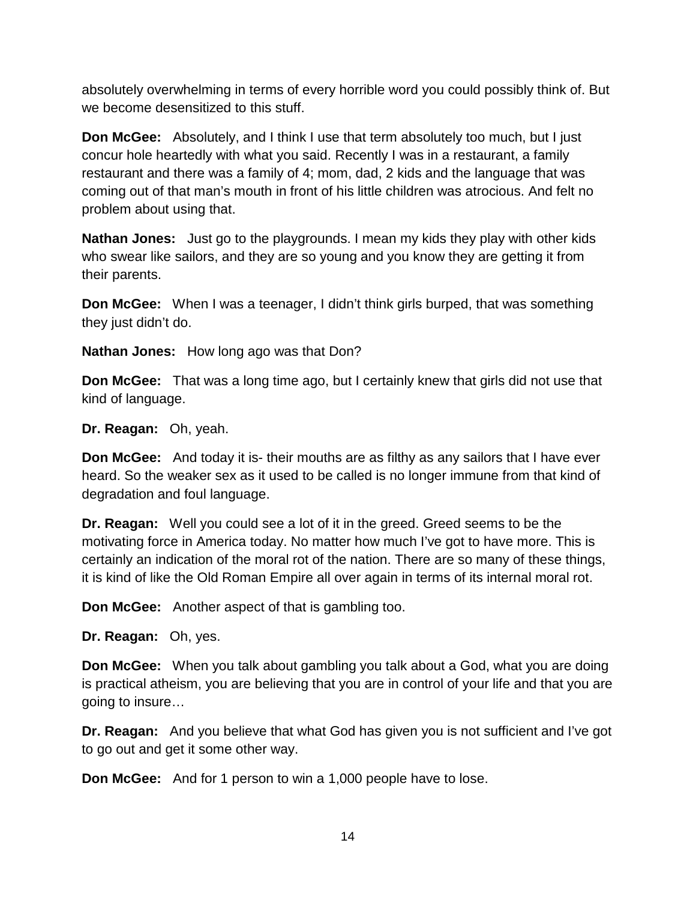absolutely overwhelming in terms of every horrible word you could possibly think of. But we become desensitized to this stuff.

**Don McGee:** Absolutely, and I think I use that term absolutely too much, but I just concur hole heartedly with what you said. Recently I was in a restaurant, a family restaurant and there was a family of 4; mom, dad, 2 kids and the language that was coming out of that man's mouth in front of his little children was atrocious. And felt no problem about using that.

**Nathan Jones:** Just go to the playgrounds. I mean my kids they play with other kids who swear like sailors, and they are so young and you know they are getting it from their parents.

**Don McGee:** When I was a teenager, I didn't think girls burped, that was something they just didn't do.

**Nathan Jones:** How long ago was that Don?

**Don McGee:** That was a long time ago, but I certainly knew that girls did not use that kind of language.

**Dr. Reagan:** Oh, yeah.

**Don McGee:** And today it is- their mouths are as filthy as any sailors that I have ever heard. So the weaker sex as it used to be called is no longer immune from that kind of degradation and foul language.

**Dr. Reagan:** Well you could see a lot of it in the greed. Greed seems to be the motivating force in America today. No matter how much I've got to have more. This is certainly an indication of the moral rot of the nation. There are so many of these things, it is kind of like the Old Roman Empire all over again in terms of its internal moral rot.

**Don McGee:** Another aspect of that is gambling too.

**Dr. Reagan:** Oh, yes.

**Don McGee:** When you talk about gambling you talk about a God, what you are doing is practical atheism, you are believing that you are in control of your life and that you are going to insure…

**Dr. Reagan:** And you believe that what God has given you is not sufficient and I've got to go out and get it some other way.

**Don McGee:** And for 1 person to win a 1,000 people have to lose.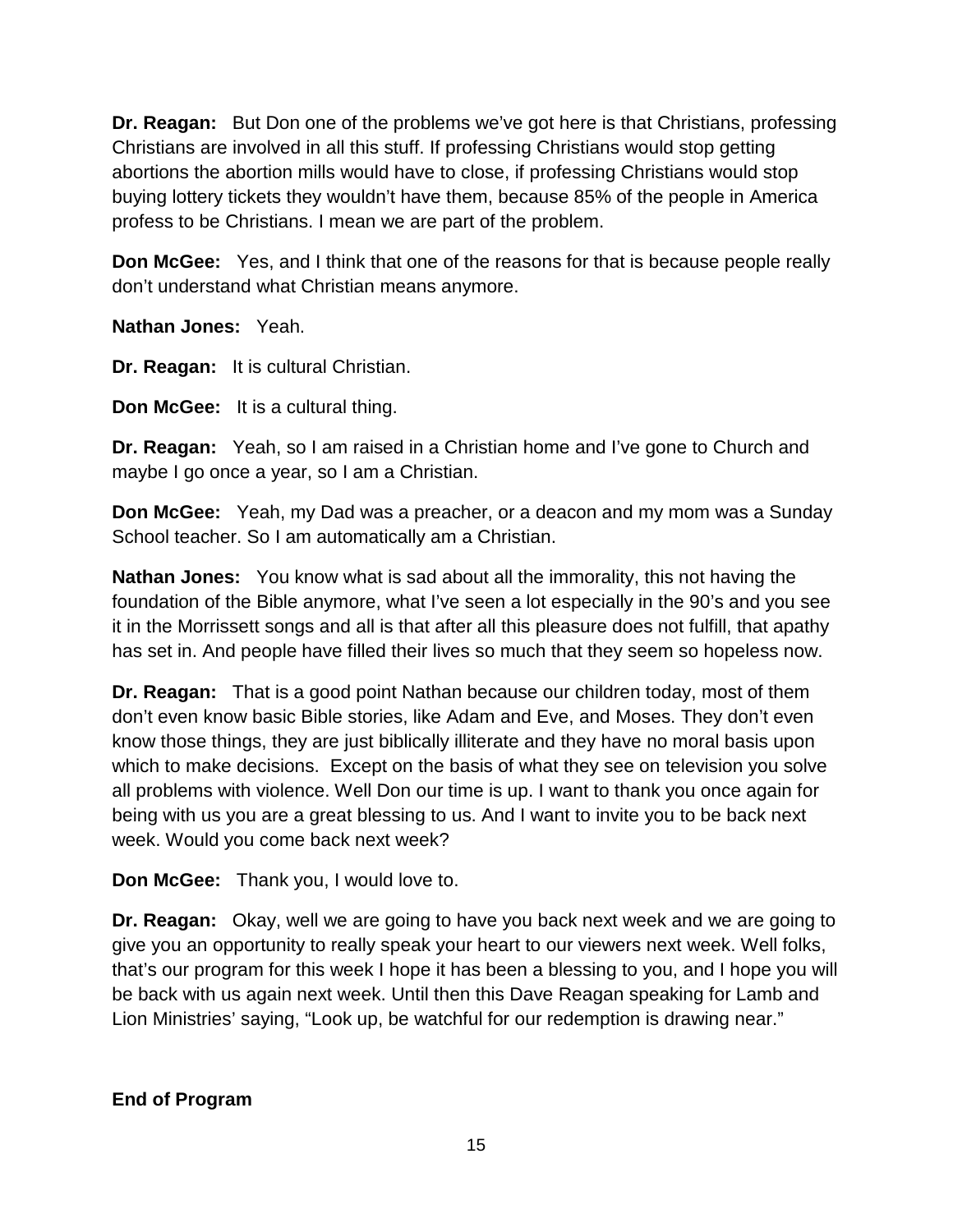**Dr. Reagan:** But Don one of the problems we've got here is that Christians, professing Christians are involved in all this stuff. If professing Christians would stop getting abortions the abortion mills would have to close, if professing Christians would stop buying lottery tickets they wouldn't have them, because 85% of the people in America profess to be Christians. I mean we are part of the problem.

**Don McGee:** Yes, and I think that one of the reasons for that is because people really don't understand what Christian means anymore.

**Nathan Jones:** Yeah.

**Dr. Reagan:** It is cultural Christian.

**Don McGee:** It is a cultural thing.

**Dr. Reagan:** Yeah, so I am raised in a Christian home and I've gone to Church and maybe I go once a year, so I am a Christian.

**Don McGee:** Yeah, my Dad was a preacher, or a deacon and my mom was a Sunday School teacher. So I am automatically am a Christian.

**Nathan Jones:** You know what is sad about all the immorality, this not having the foundation of the Bible anymore, what I've seen a lot especially in the 90's and you see it in the Morrissett songs and all is that after all this pleasure does not fulfill, that apathy has set in. And people have filled their lives so much that they seem so hopeless now.

**Dr. Reagan:** That is a good point Nathan because our children today, most of them don't even know basic Bible stories, like Adam and Eve, and Moses. They don't even know those things, they are just biblically illiterate and they have no moral basis upon which to make decisions. Except on the basis of what they see on television you solve all problems with violence. Well Don our time is up. I want to thank you once again for being with us you are a great blessing to us. And I want to invite you to be back next week. Would you come back next week?

**Don McGee:** Thank you, I would love to.

**Dr. Reagan:** Okay, well we are going to have you back next week and we are going to give you an opportunity to really speak your heart to our viewers next week. Well folks, that's our program for this week I hope it has been a blessing to you, and I hope you will be back with us again next week. Until then this Dave Reagan speaking for Lamb and Lion Ministries' saying, "Look up, be watchful for our redemption is drawing near."

**End of Program**